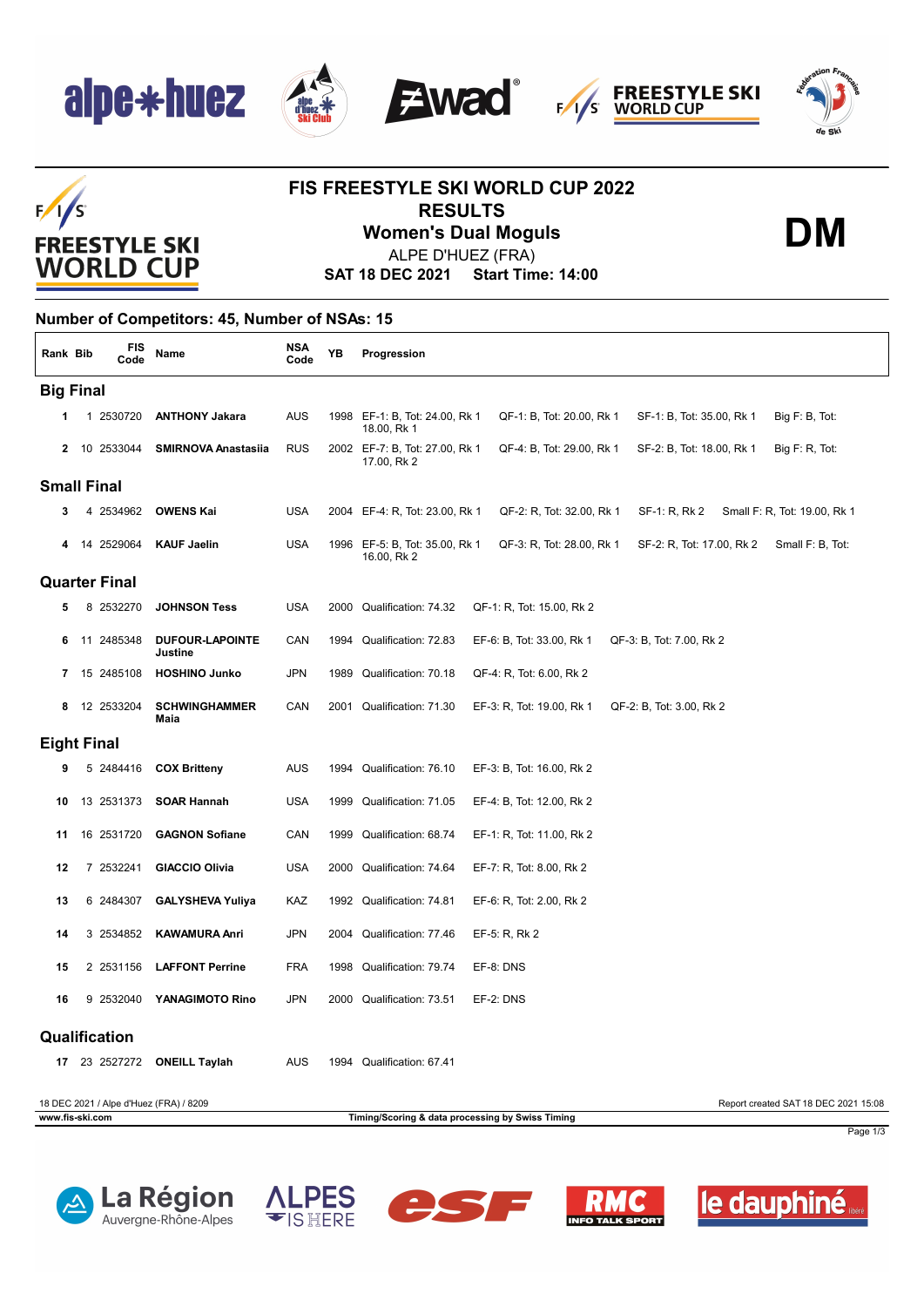# FIS FREESTYLE SKI WORLD CUP 2022

## RESULTS

## Women's Dual Moguls

**DM**

ALPE D'HUEZ (FRA)

**SAT 18 DEC 2021 Start Time: 14:00**

### Number of Competitors: 45, Number of NSAs: 15

| Rank | Bib | FIS Code | Name | NSA Code | YB | Progression | | | |
|---|---|---|---|---|---|---|---|---|---|
| **Big Final** | | | | | | | | | |
| 1 | 1 | 2530720 | **ANTHONY Jakara** | AUS | 1998 | EF-1: B, Tot: 24.00, Rk 1 | QF-1: B, Tot: 20.00, Rk 1 | SF-1: B, Tot: 35.00, Rk 1 | Big F: B, Tot: 18.00, Rk 1 |
| 2 | 10 | 2533044 | **SMIRNOVA Anastasiia** | RUS | 2002 | EF-7: B, Tot: 27.00, Rk 1 | QF-4: B, Tot: 29.00, Rk 1 | SF-2: B, Tot: 18.00, Rk 1 | Big F: R, Tot: 17.00, Rk 2 |
| **Small Final** | | | | | | | | | |
| 3 | 4 | 2534962 | **OWENS Kai** | USA | 2004 | EF-4: R, Tot: 23.00, Rk 1 | QF-2: R, Tot: 32.00, Rk 1 | SF-1: R, Rk 2 | Small F: R, Tot: 19.00, Rk 1 |
| 4 | 14 | 2529064 | **KAUF Jaelin** | USA | 1996 | EF-5: B, Tot: 35.00, Rk 1 | QF-3: R, Tot: 28.00, Rk 1 | SF-2: R, Tot: 17.00, Rk 2 | Small F: B, Tot: 16.00, Rk 2 |
| **Quarter Final** | | | | | | | | | |
| 5 | 8 | 2532270 | **JOHNSON Tess** | USA | 2000 | Qualification: 74.32 | QF-1: R, Tot: 15.00, Rk 2 | | |
| 6 | 11 | 2485348 | **DUFOUR-LAPOINTE Justine** | CAN | 1994 | Qualification: 72.83 | EF-6: B, Tot: 33.00, Rk 1 | QF-3: B, Tot: 7.00, Rk 2 | |
| 7 | 15 | 2485108 | **HOSHINO Junko** | JPN | 1989 | Qualification: 70.18 | QF-4: R, Tot: 6.00, Rk 2 | | |
| 8 | 12 | 2533204 | **SCHWINGHAMMER Maia** | CAN | 2001 | Qualification: 71.30 | EF-3: R, Tot: 19.00, Rk 1 | QF-2: B, Tot: 3.00, Rk 2 | |
| **Eight Final** | | | | | | | | | |
| 9 | 5 | 2484416 | **COX Britteny** | AUS | 1994 | Qualification: 76.10 | EF-3: B, Tot: 16.00, Rk 2 | | |
| 10 | 13 | 2531373 | **SOAR Hannah** | USA | 1999 | Qualification: 71.05 | EF-4: B, Tot: 12.00, Rk 2 | | |
| 11 | 16 | 2531720 | **GAGNON Sofiane** | CAN | 1999 | Qualification: 68.74 | EF-1: R, Tot: 11.00, Rk 2 | | |
| 12 | 7 | 2532241 | **GIACCIO Olivia** | USA | 2000 | Qualification: 74.64 | EF-7: R, Tot: 8.00, Rk 2 | | |
| 13 | 6 | 2484307 | **GALYSHEVA Yuliya** | KAZ | 1992 | Qualification: 74.81 | EF-6: R, Tot: 2.00, Rk 2 | | |
| 14 | 3 | 2534852 | **KAWAMURA Anri** | JPN | 2004 | Qualification: 77.46 | EF-5: R, Rk 2 | | |
| 15 | 2 | 2531156 | **LAFFONT Perrine** | FRA | 1998 | Qualification: 79.74 | EF-8: DNS | | |
| 16 | 9 | 2532040 | **YANAGIMOTO Rino** | JPN | 2000 | Qualification: 73.51 | EF-2: DNS | | |
| **Qualification** | | | | | | | | | |
| 17 | 23 | 2527272 | **ONEILL Taylah** | AUS | 1994 | Qualification: 67.41 | | | |

18 DEC 2021 / Alpe d'Huez (FRA) / 8209 — Report created SAT 18 DEC 2021 15:08

www.fis-ski.com — Timing/Scoring & data processing by Swiss Timing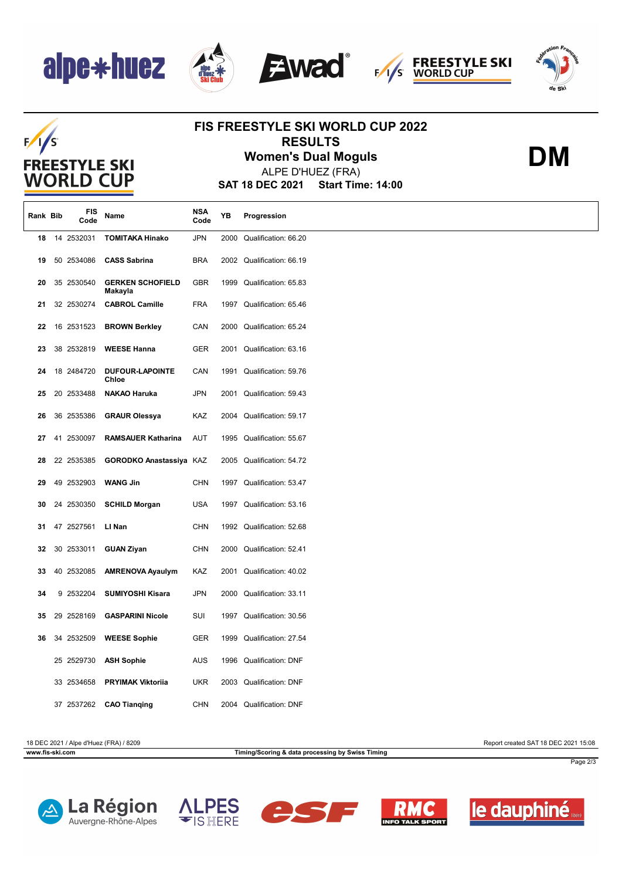# FIS FREESTYLE SKI WORLD CUP 2022

## RESULTS

## Women's Dual Moguls

ALPE D'HUEZ (FRA)

**SAT 18 DEC 2021 Start Time: 14:00**

**DM**

| Rank | Bib | FIS Code | Name | NSA Code | YB | Progression |
|---|---|---|---|---|---|---|
| 18 | 14 | 2532031 | **TOMITAKA Hinako** | JPN | 2000 | Qualification: 66.20 |
| 19 | 50 | 2534086 | **CASS Sabrina** | BRA | 2002 | Qualification: 66.19 |
| 20 | 35 | 2530540 | **GERKEN SCHOFIELD Makayla** | GBR | 1999 | Qualification: 65.83 |
| 21 | 32 | 2530274 | **CABROL Camille** | FRA | 1997 | Qualification: 65.46 |
| 22 | 16 | 2531523 | **BROWN Berkley** | CAN | 2000 | Qualification: 65.24 |
| 23 | 38 | 2532819 | **WEESE Hanna** | GER | 2001 | Qualification: 63.16 |
| 24 | 18 | 2484720 | **DUFOUR-LAPOINTE Chloe** | CAN | 1991 | Qualification: 59.76 |
| 25 | 20 | 2533488 | **NAKAO Haruka** | JPN | 2001 | Qualification: 59.43 |
| 26 | 36 | 2535386 | **GRAUR Olessya** | KAZ | 2004 | Qualification: 59.17 |
| 27 | 41 | 2530097 | **RAMSAUER Katharina** | AUT | 1995 | Qualification: 55.67 |
| 28 | 22 | 2535385 | **GORODKO Anastassiya** | KAZ | 2005 | Qualification: 54.72 |
| 29 | 49 | 2532903 | **WANG Jin** | CHN | 1997 | Qualification: 53.47 |
| 30 | 24 | 2530350 | **SCHILD Morgan** | USA | 1997 | Qualification: 53.16 |
| 31 | 47 | 2527561 | **LI Nan** | CHN | 1992 | Qualification: 52.68 |
| 32 | 30 | 2533011 | **GUAN Ziyan** | CHN | 2000 | Qualification: 52.41 |
| 33 | 40 | 2532085 | **AMRENOVA Ayaulym** | KAZ | 2001 | Qualification: 40.02 |
| 34 | 9 | 2532204 | **SUMIYOSHI Kisara** | JPN | 2000 | Qualification: 33.11 |
| 35 | 29 | 2528169 | **GASPARINI Nicole** | SUI | 1997 | Qualification: 30.56 |
| 36 | 34 | 2532509 | **WEESE Sophie** | GER | 1999 | Qualification: 27.54 |
| | 25 | 2529730 | **ASH Sophie** | AUS | 1996 | Qualification: DNF |
| | 33 | 2534658 | **PRYIMAK Viktoriia** | UKR | 2003 | Qualification: DNF |
| | 37 | 2537262 | **CAO Tianqing** | CHN | 2004 | Qualification: DNF |

18 DEC 2021 / Alpe d'Huez (FRA) / 8209 — Report created SAT 18 DEC 2021 15:08

www.fis-ski.com — Timing/Scoring & data processing by Swiss Timing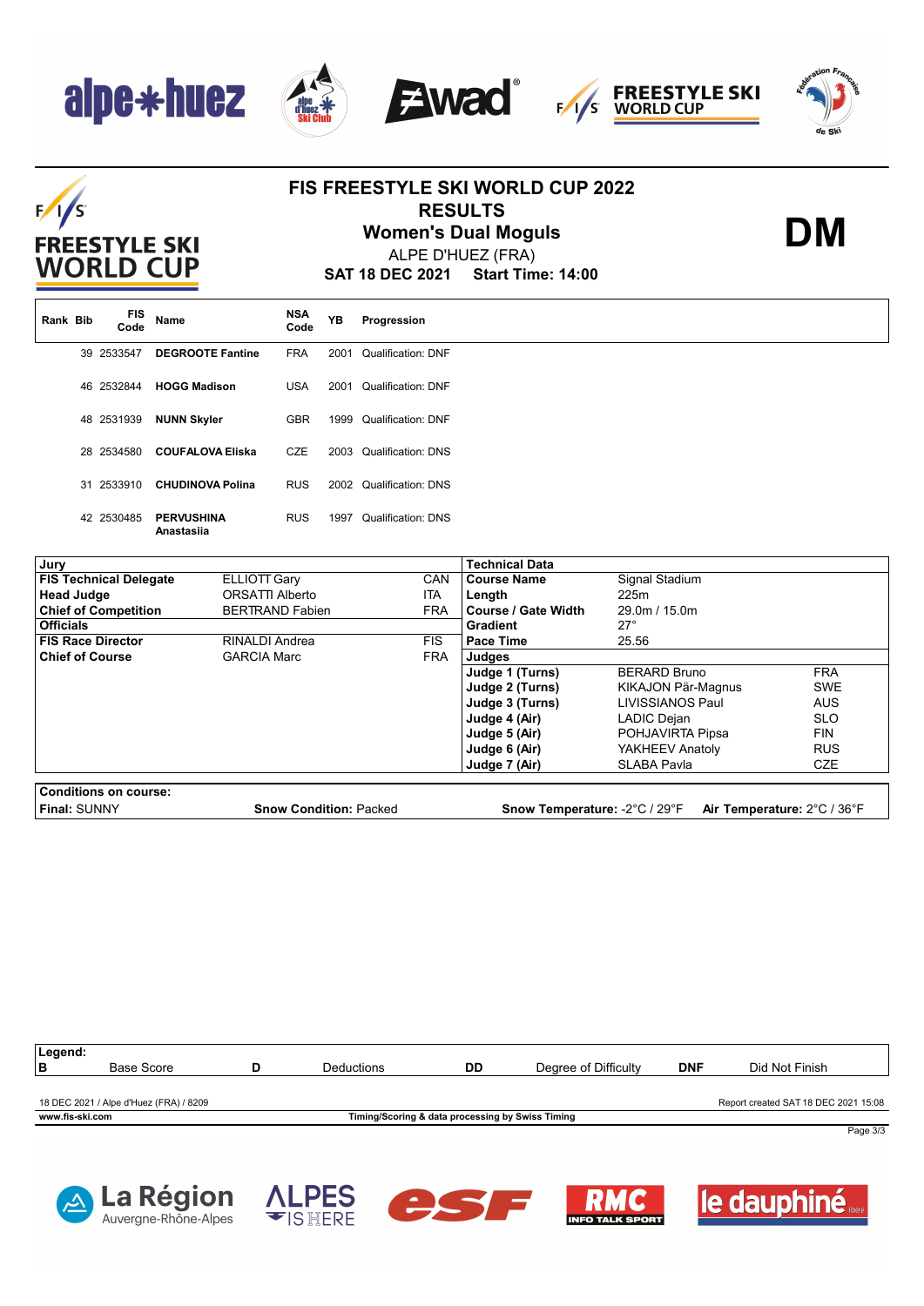# FIS FREESTYLE SKI WORLD CUP 2022

## RESULTS

## Women's Dual Moguls

ALPE D'HUEZ (FRA)

**SAT 18 DEC 2021 Start Time: 14:00**

**DM**

| Rank | Bib | FIS Code | Name | NSA Code | YB | Progression |
|---|---|---|---|---|---|---|
| | 39 | 2533547 | **DEGROOTE Fantine** | FRA | 2001 | Qualification: DNF |
| | 46 | 2532844 | **HOGG Madison** | USA | 2001 | Qualification: DNF |
| | 48 | 2531939 | **NUNN Skyler** | GBR | 1999 | Qualification: DNF |
| | 28 | 2534580 | **COUFALOVA Eliska** | CZE | 2003 | Qualification: DNS |
| | 31 | 2533910 | **CHUDINOVA Polina** | RUS | 2002 | Qualification: DNS |
| | 42 | 2530485 | **PERVUSHINA Anastasiia** | RUS | 1997 | Qualification: DNS |

| Jury | | |
|---|---|---|
| **FIS Technical Delegate** | ELLIOTT Gary | CAN |
| **Head Judge** | ORSATTI Alberto | ITA |
| **Chief of Competition** | BERTRAND Fabien | FRA |
| **Officials** | | |
| **FIS Race Director** | RINALDI Andrea | FIS |
| **Chief of Course** | GARCIA Marc | FRA |

| Technical Data | | |
|---|---|---|
| **Course Name** | Signal Stadium | |
| **Length** | 225m | |
| **Course / Gate Width** | 29.0m / 15.0m | |
| **Gradient** | 27° | |
| **Pace Time** | 25.56 | |
| **Judges** | | |
| **Judge 1 (Turns)** | BERARD Bruno | FRA |
| **Judge 2 (Turns)** | KIKAJON Pär-Magnus | SWE |
| **Judge 3 (Turns)** | LIVISSIANOS Paul | AUS |
| **Judge 4 (Air)** | LADIC Dejan | SLO |
| **Judge 5 (Air)** | POHJAVIRTA Pipsa | FIN |
| **Judge 6 (Air)** | YAKHEEV Anatoly | RUS |
| **Judge 7 (Air)** | SLABA Pavla | CZE |

**Conditions on course:**

**Final:** SUNNY | **Snow Condition:** Packed | **Snow Temperature:** -2°C / 29°F | **Air Temperature:** 2°C / 36°F

**Legend:**

| | | | | | | | |
|---|---|---|---|---|---|---|---|
| **B** | Base Score | **D** | Deductions | **DD** | Degree of Difficulty | **DNF** | Did Not Finish |

18 DEC 2021 / Alpe d'Huez (FRA) / 8209 — Report created SAT 18 DEC 2021 15:08

www.fis-ski.com — Timing/Scoring & data processing by Swiss Timing